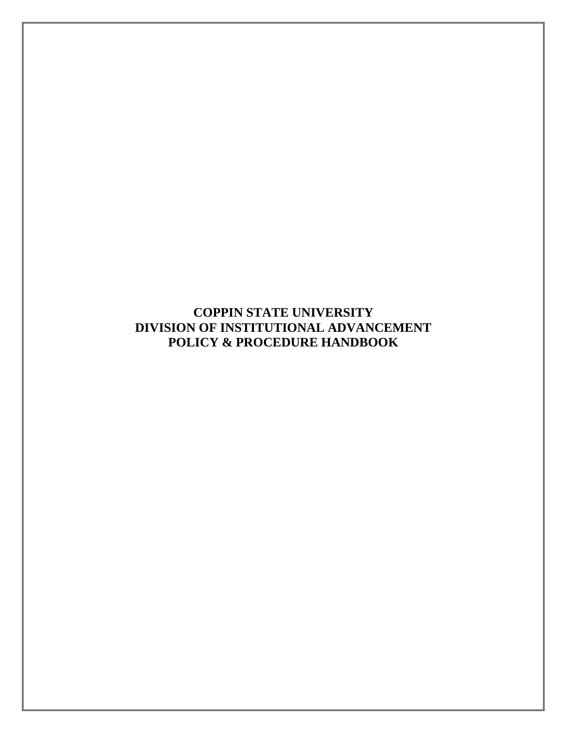# COPPIN STATE UNIVERSITY
# DIVISION OF INSTITUTIONAL ADVANCEMENT
# POLICY & PROCEDURE HANDBOOK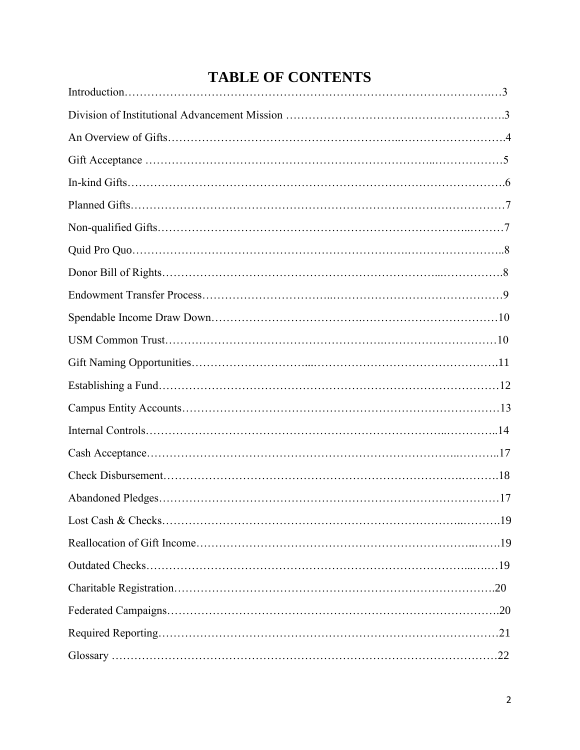# TABLE OF CONTENTS

Introduction……………………………………………………………………………….…3

Division of Institutional Advancement Mission ……………………………………………….3

An Overview of Gifts……………………………………………..………….…………….4

Gift Acceptance ……………………………………………………………..………………5

In-kind Gifts……………………………………………………………………………….6

Planned Gifts………………………………………………………………………………7

Non-qualified Gifts……………………………………………………………..………7

Quid Pro Quo……………………………………………………….……………………..8

Donor Bill of Rights………………………………………………………...…………….8

Endowment Transfer Process……………………..……………………………………9

Spendable Income Draw Down……………………….………………………………10

USM Common Trust……………………………………….………………………10

Gift Naming Opportunities………………………...……………………………………..11

Establishing a Fund…………………………………………………………………………12

Campus Entity Accounts………………………………………………………………13

Internal Controls………………………………………………………..…………..14

Cash Acceptance……………………………………………………………..………..17

Check Disbursement……………………………………………………….……….18

Abandoned Pledges…………………………………………………………………17

Lost Cash & Checks……………………………………………………..……….19

Reallocation of Gift Income……………………………………………………..…….19

Outdated Checks……………………………………………………………...….…19

Charitable Registration……………………………………………………………….20

Federated Campaigns……………………………………………………………….20

Required Reporting……………………………………………………………………21

Glossary ………………………………………………………………………………22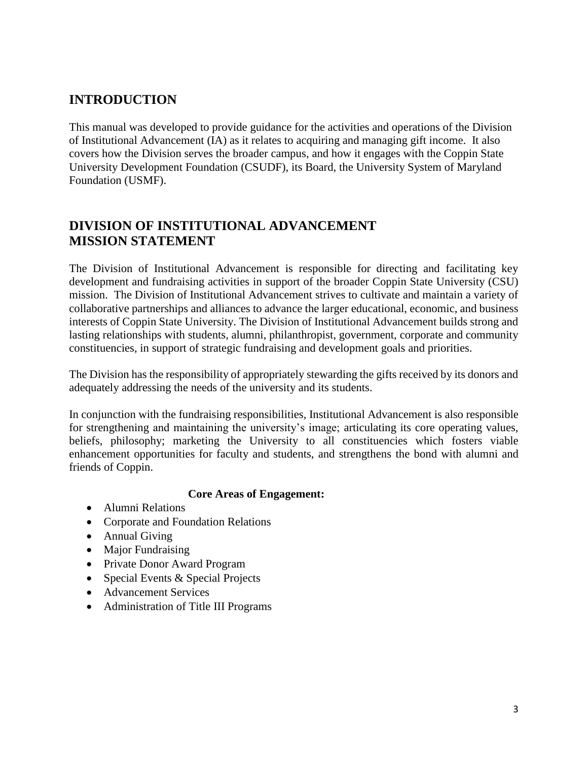## INTRODUCTION

This manual was developed to provide guidance for the activities and operations of the Division of Institutional Advancement (IA) as it relates to acquiring and managing gift income. It also covers how the Division serves the broader campus, and how it engages with the Coppin State University Development Foundation (CSUDF), its Board, the University System of Maryland Foundation (USMF).

## DIVISION OF INSTITUTIONAL ADVANCEMENT MISSION STATEMENT

The Division of Institutional Advancement is responsible for directing and facilitating key development and fundraising activities in support of the broader Coppin State University (CSU) mission. The Division of Institutional Advancement strives to cultivate and maintain a variety of collaborative partnerships and alliances to advance the larger educational, economic, and business interests of Coppin State University. The Division of Institutional Advancement builds strong and lasting relationships with students, alumni, philanthropist, government, corporate and community constituencies, in support of strategic fundraising and development goals and priorities.

The Division has the responsibility of appropriately stewarding the gifts received by its donors and adequately addressing the needs of the university and its students.

In conjunction with the fundraising responsibilities, Institutional Advancement is also responsible for strengthening and maintaining the university's image; articulating its core operating values, beliefs, philosophy; marketing the University to all constituencies which fosters viable enhancement opportunities for faculty and students, and strengthens the bond with alumni and friends of Coppin.

**Core Areas of Engagement:**

- Alumni Relations
- Corporate and Foundation Relations
- Annual Giving
- Major Fundraising
- Private Donor Award Program
- Special Events & Special Projects
- Advancement Services
- Administration of Title III Programs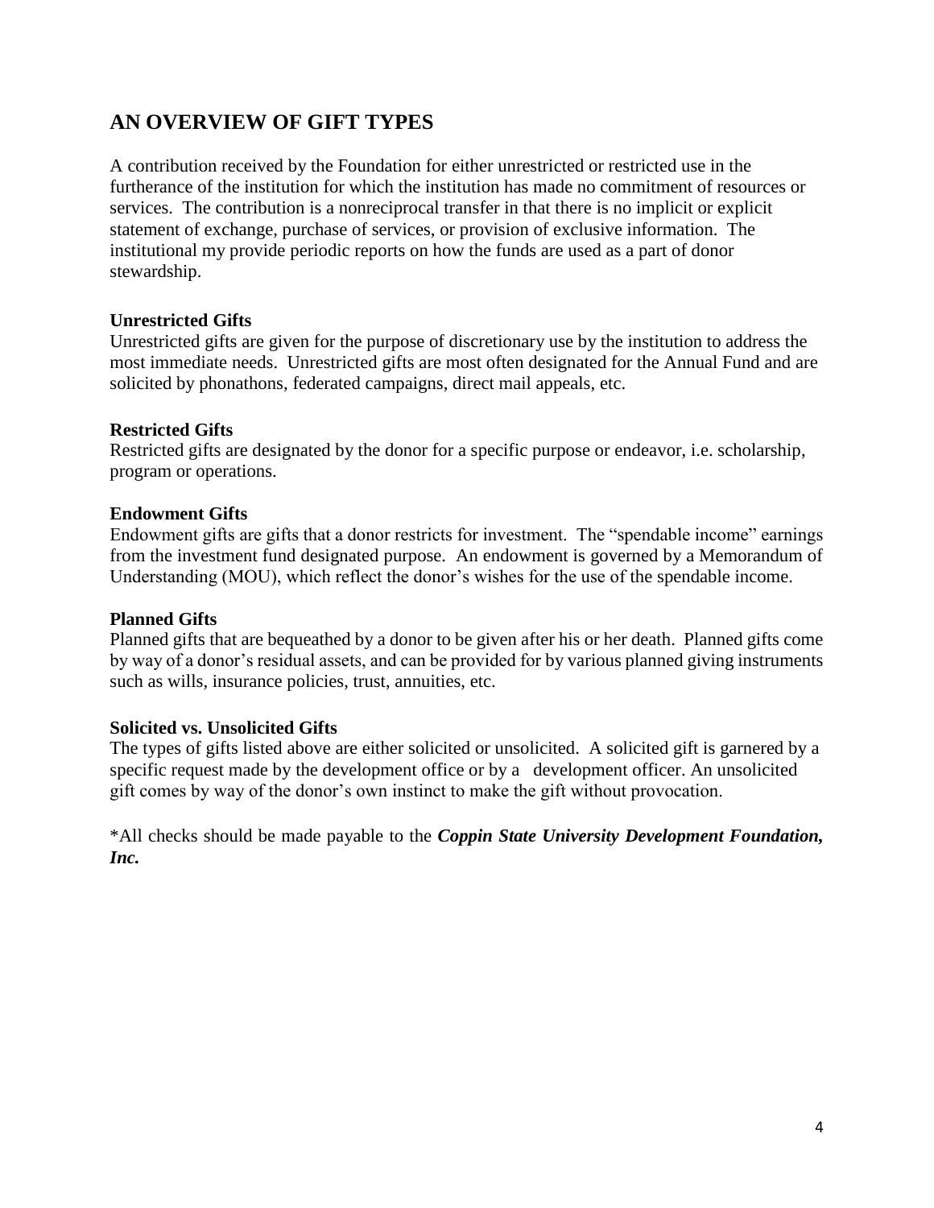## AN OVERVIEW OF GIFT TYPES

A contribution received by the Foundation for either unrestricted or restricted use in the furtherance of the institution for which the institution has made no commitment of resources or services. The contribution is a nonreciprocal transfer in that there is no implicit or explicit statement of exchange, purchase of services, or provision of exclusive information. The institutional my provide periodic reports on how the funds are used as a part of donor stewardship.

**Unrestricted Gifts**
Unrestricted gifts are given for the purpose of discretionary use by the institution to address the most immediate needs. Unrestricted gifts are most often designated for the Annual Fund and are solicited by phonathons, federated campaigns, direct mail appeals, etc.

**Restricted Gifts**
Restricted gifts are designated by the donor for a specific purpose or endeavor, i.e. scholarship, program or operations.

**Endowment Gifts**
Endowment gifts are gifts that a donor restricts for investment. The "spendable income" earnings from the investment fund designated purpose. An endowment is governed by a Memorandum of Understanding (MOU), which reflect the donor's wishes for the use of the spendable income.

**Planned Gifts**
Planned gifts that are bequeathed by a donor to be given after his or her death. Planned gifts come by way of a donor's residual assets, and can be provided for by various planned giving instruments such as wills, insurance policies, trust, annuities, etc.

**Solicited vs. Unsolicited Gifts**
The types of gifts listed above are either solicited or unsolicited. A solicited gift is garnered by a specific request made by the development office or by a development officer. An unsolicited gift comes by way of the donor's own instinct to make the gift without provocation.

*All checks should be made payable to the ***Coppin State University Development Foundation, Inc.***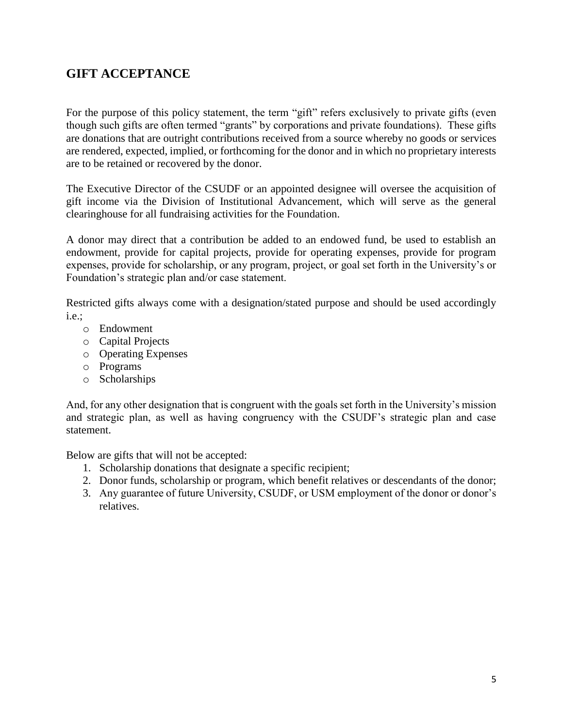## GIFT ACCEPTANCE

For the purpose of this policy statement, the term "gift" refers exclusively to private gifts (even though such gifts are often termed "grants" by corporations and private foundations). These gifts are donations that are outright contributions received from a source whereby no goods or services are rendered, expected, implied, or forthcoming for the donor and in which no proprietary interests are to be retained or recovered by the donor.

The Executive Director of the CSUDF or an appointed designee will oversee the acquisition of gift income via the Division of Institutional Advancement, which will serve as the general clearinghouse for all fundraising activities for the Foundation.

A donor may direct that a contribution be added to an endowed fund, be used to establish an endowment, provide for capital projects, provide for operating expenses, provide for program expenses, provide for scholarship, or any program, project, or goal set forth in the University's or Foundation's strategic plan and/or case statement.

Restricted gifts always come with a designation/stated purpose and should be used accordingly i.e.;

- Endowment
- Capital Projects
- Operating Expenses
- Programs
- Scholarships

And, for any other designation that is congruent with the goals set forth in the University's mission and strategic plan, as well as having congruency with the CSUDF's strategic plan and case statement.

Below are gifts that will not be accepted:

1. Scholarship donations that designate a specific recipient;
2. Donor funds, scholarship or program, which benefit relatives or descendants of the donor;
3. Any guarantee of future University, CSUDF, or USM employment of the donor or donor's relatives.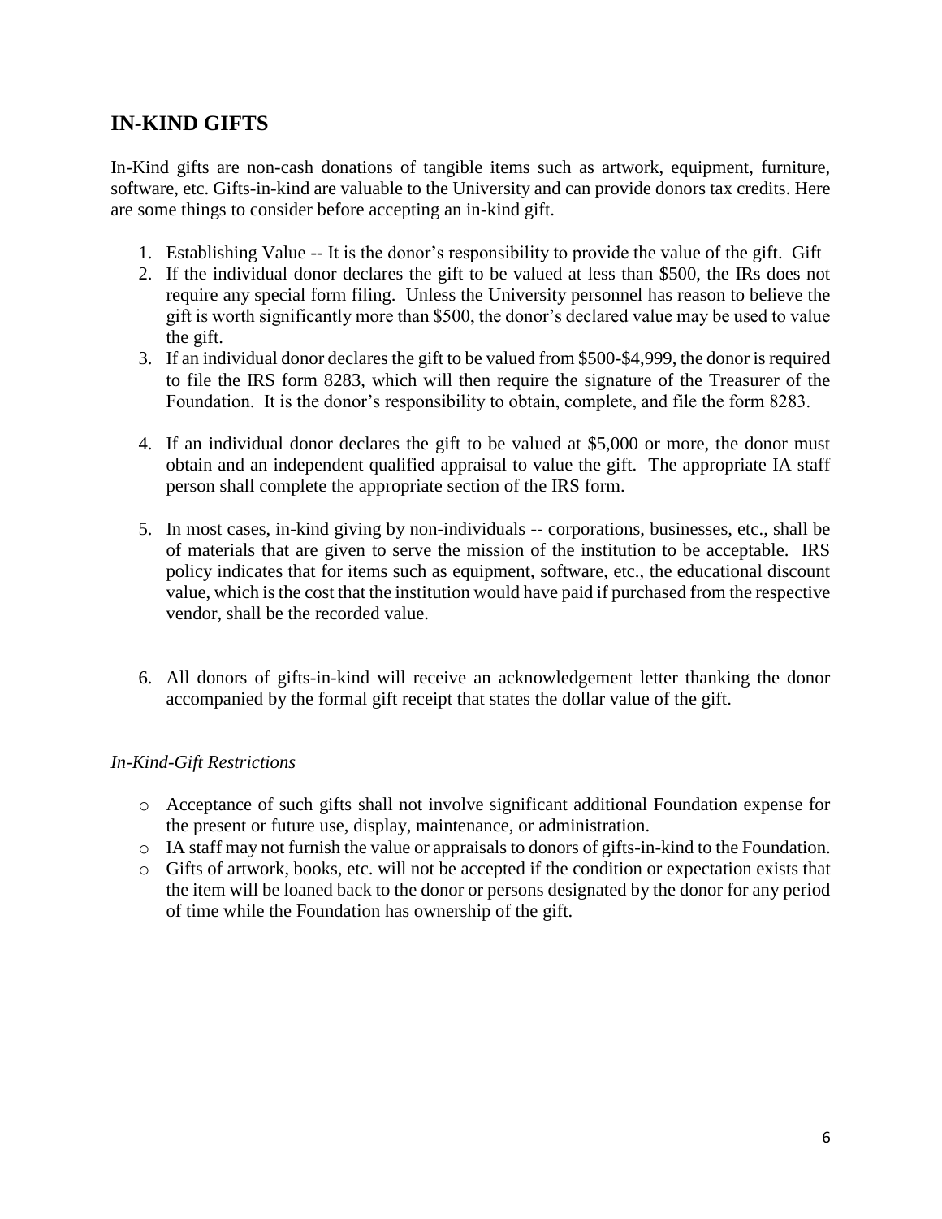## IN-KIND GIFTS

In-Kind gifts are non-cash donations of tangible items such as artwork, equipment, furniture, software, etc. Gifts-in-kind are valuable to the University and can provide donors tax credits. Here are some things to consider before accepting an in-kind gift.

1. Establishing Value -- It is the donor's responsibility to provide the value of the gift. Gift
2. If the individual donor declares the gift to be valued at less than $500, the IRs does not require any special form filing. Unless the University personnel has reason to believe the gift is worth significantly more than $500, the donor's declared value may be used to value the gift.
3. If an individual donor declares the gift to be valued from $500-$4,999, the donor is required to file the IRS form 8283, which will then require the signature of the Treasurer of the Foundation. It is the donor's responsibility to obtain, complete, and file the form 8283.
4. If an individual donor declares the gift to be valued at $5,000 or more, the donor must obtain and an independent qualified appraisal to value the gift. The appropriate IA staff person shall complete the appropriate section of the IRS form.
5. In most cases, in-kind giving by non-individuals -- corporations, businesses, etc., shall be of materials that are given to serve the mission of the institution to be acceptable. IRS policy indicates that for items such as equipment, software, etc., the educational discount value, which is the cost that the institution would have paid if purchased from the respective vendor, shall be the recorded value.
6. All donors of gifts-in-kind will receive an acknowledgement letter thanking the donor accompanied by the formal gift receipt that states the dollar value of the gift.

*In-Kind-Gift Restrictions*

- Acceptance of such gifts shall not involve significant additional Foundation expense for the present or future use, display, maintenance, or administration.
- IA staff may not furnish the value or appraisals to donors of gifts-in-kind to the Foundation.
- Gifts of artwork, books, etc. will not be accepted if the condition or expectation exists that the item will be loaned back to the donor or persons designated by the donor for any period of time while the Foundation has ownership of the gift.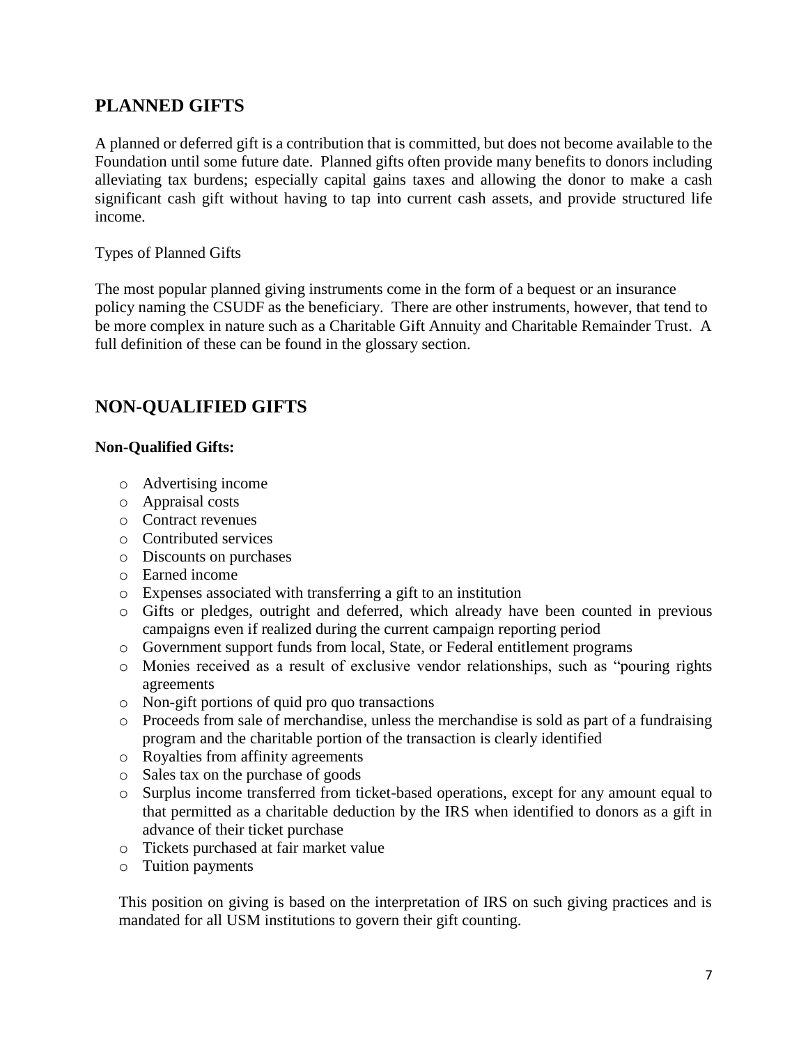## PLANNED GIFTS

A planned or deferred gift is a contribution that is committed, but does not become available to the Foundation until some future date. Planned gifts often provide many benefits to donors including alleviating tax burdens; especially capital gains taxes and allowing the donor to make a cash significant cash gift without having to tap into current cash assets, and provide structured life income.

Types of Planned Gifts

The most popular planned giving instruments come in the form of a bequest or an insurance policy naming the CSUDF as the beneficiary. There are other instruments, however, that tend to be more complex in nature such as a Charitable Gift Annuity and Charitable Remainder Trust. A full definition of these can be found in the glossary section.

## NON-QUALIFIED GIFTS

**Non-Qualified Gifts:**

- Advertising income
- Appraisal costs
- Contract revenues
- Contributed services
- Discounts on purchases
- Earned income
- Expenses associated with transferring a gift to an institution
- Gifts or pledges, outright and deferred, which already have been counted in previous campaigns even if realized during the current campaign reporting period
- Government support funds from local, State, or Federal entitlement programs
- Monies received as a result of exclusive vendor relationships, such as "pouring rights agreements
- Non-gift portions of quid pro quo transactions
- Proceeds from sale of merchandise, unless the merchandise is sold as part of a fundraising program and the charitable portion of the transaction is clearly identified
- Royalties from affinity agreements
- Sales tax on the purchase of goods
- Surplus income transferred from ticket-based operations, except for any amount equal to that permitted as a charitable deduction by the IRS when identified to donors as a gift in advance of their ticket purchase
- Tickets purchased at fair market value
- Tuition payments

This position on giving is based on the interpretation of IRS on such giving practices and is mandated for all USM institutions to govern their gift counting.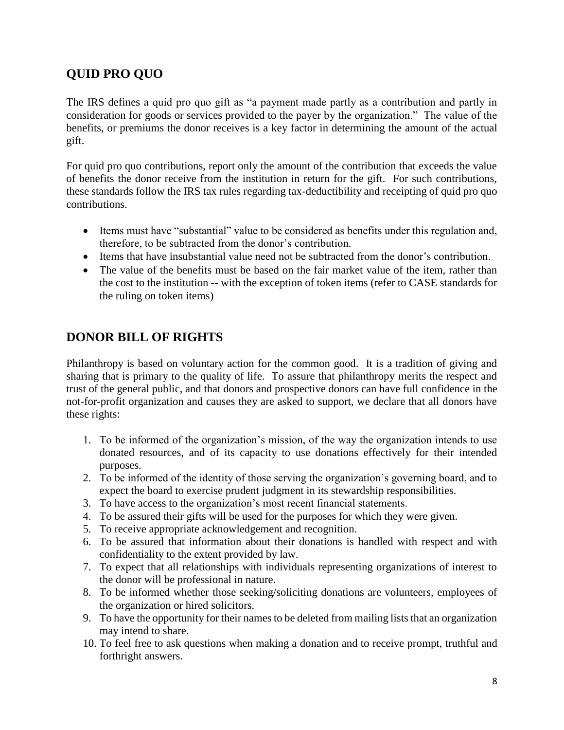## QUID PRO QUO

The IRS defines a quid pro quo gift as "a payment made partly as a contribution and partly in consideration for goods or services provided to the payer by the organization." The value of the benefits, or premiums the donor receives is a key factor in determining the amount of the actual gift.

For quid pro quo contributions, report only the amount of the contribution that exceeds the value of benefits the donor receive from the institution in return for the gift. For such contributions, these standards follow the IRS tax rules regarding tax-deductibility and receipting of quid pro quo contributions.

- Items must have "substantial" value to be considered as benefits under this regulation and, therefore, to be subtracted from the donor's contribution.
- Items that have insubstantial value need not be subtracted from the donor's contribution.
- The value of the benefits must be based on the fair market value of the item, rather than the cost to the institution -- with the exception of token items (refer to CASE standards for the ruling on token items)

## DONOR BILL OF RIGHTS

Philanthropy is based on voluntary action for the common good. It is a tradition of giving and sharing that is primary to the quality of life. To assure that philanthropy merits the respect and trust of the general public, and that donors and prospective donors can have full confidence in the not-for-profit organization and causes they are asked to support, we declare that all donors have these rights:

1. To be informed of the organization's mission, of the way the organization intends to use donated resources, and of its capacity to use donations effectively for their intended purposes.
2. To be informed of the identity of those serving the organization's governing board, and to expect the board to exercise prudent judgment in its stewardship responsibilities.
3. To have access to the organization's most recent financial statements.
4. To be assured their gifts will be used for the purposes for which they were given.
5. To receive appropriate acknowledgement and recognition.
6. To be assured that information about their donations is handled with respect and with confidentiality to the extent provided by law.
7. To expect that all relationships with individuals representing organizations of interest to the donor will be professional in nature.
8. To be informed whether those seeking/soliciting donations are volunteers, employees of the organization or hired solicitors.
9. To have the opportunity for their names to be deleted from mailing lists that an organization may intend to share.
10. To feel free to ask questions when making a donation and to receive prompt, truthful and forthright answers.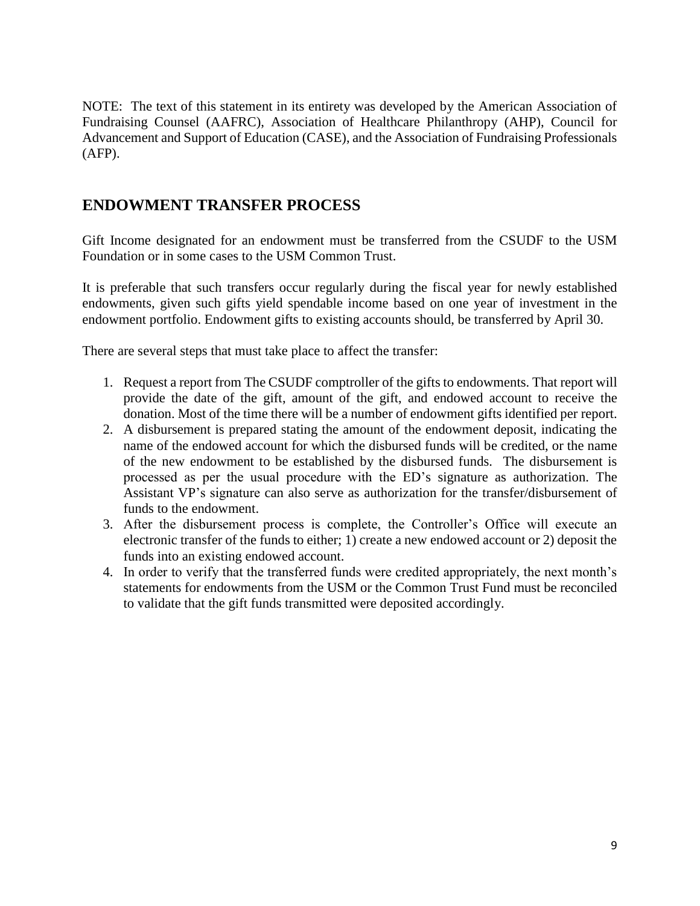NOTE: The text of this statement in its entirety was developed by the American Association of Fundraising Counsel (AAFRC), Association of Healthcare Philanthropy (AHP), Council for Advancement and Support of Education (CASE), and the Association of Fundraising Professionals (AFP).

## ENDOWMENT TRANSFER PROCESS

Gift Income designated for an endowment must be transferred from the CSUDF to the USM Foundation or in some cases to the USM Common Trust.

It is preferable that such transfers occur regularly during the fiscal year for newly established endowments, given such gifts yield spendable income based on one year of investment in the endowment portfolio. Endowment gifts to existing accounts should, be transferred by April 30.

There are several steps that must take place to affect the transfer:

1. Request a report from The CSUDF comptroller of the gifts to endowments. That report will provide the date of the gift, amount of the gift, and endowed account to receive the donation. Most of the time there will be a number of endowment gifts identified per report.
2. A disbursement is prepared stating the amount of the endowment deposit, indicating the name of the endowed account for which the disbursed funds will be credited, or the name of the new endowment to be established by the disbursed funds. The disbursement is processed as per the usual procedure with the ED's signature as authorization. The Assistant VP's signature can also serve as authorization for the transfer/disbursement of funds to the endowment.
3. After the disbursement process is complete, the Controller's Office will execute an electronic transfer of the funds to either; 1) create a new endowed account or 2) deposit the funds into an existing endowed account.
4. In order to verify that the transferred funds were credited appropriately, the next month's statements for endowments from the USM or the Common Trust Fund must be reconciled to validate that the gift funds transmitted were deposited accordingly.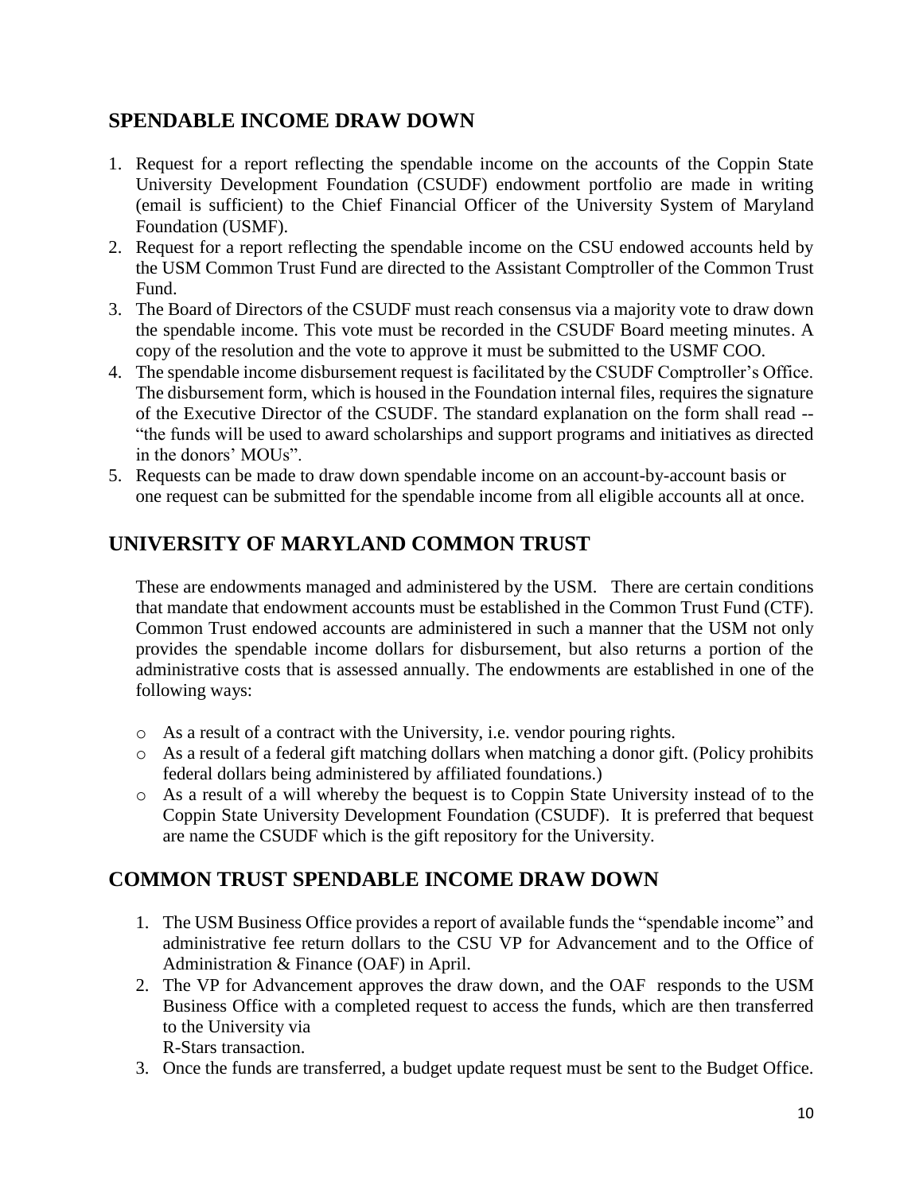## SPENDABLE INCOME DRAW DOWN

1. Request for a report reflecting the spendable income on the accounts of the Coppin State University Development Foundation (CSUDF) endowment portfolio are made in writing (email is sufficient) to the Chief Financial Officer of the University System of Maryland Foundation (USMF).
2. Request for a report reflecting the spendable income on the CSU endowed accounts held by the USM Common Trust Fund are directed to the Assistant Comptroller of the Common Trust Fund.
3. The Board of Directors of the CSUDF must reach consensus via a majority vote to draw down the spendable income. This vote must be recorded in the CSUDF Board meeting minutes. A copy of the resolution and the vote to approve it must be submitted to the USMF COO.
4. The spendable income disbursement request is facilitated by the CSUDF Comptroller's Office. The disbursement form, which is housed in the Foundation internal files, requires the signature of the Executive Director of the CSUDF. The standard explanation on the form shall read -- "the funds will be used to award scholarships and support programs and initiatives as directed in the donors' MOUs".
5. Requests can be made to draw down spendable income on an account-by-account basis or one request can be submitted for the spendable income from all eligible accounts all at once.

## UNIVERSITY OF MARYLAND COMMON TRUST

These are endowments managed and administered by the USM. There are certain conditions that mandate that endowment accounts must be established in the Common Trust Fund (CTF). Common Trust endowed accounts are administered in such a manner that the USM not only provides the spendable income dollars for disbursement, but also returns a portion of the administrative costs that is assessed annually. The endowments are established in one of the following ways:

- As a result of a contract with the University, i.e. vendor pouring rights.
- As a result of a federal gift matching dollars when matching a donor gift. (Policy prohibits federal dollars being administered by affiliated foundations.)
- As a result of a will whereby the bequest is to Coppin State University instead of to the Coppin State University Development Foundation (CSUDF). It is preferred that bequest are name the CSUDF which is the gift repository for the University.

## COMMON TRUST SPENDABLE INCOME DRAW DOWN

1. The USM Business Office provides a report of available funds the "spendable income" and administrative fee return dollars to the CSU VP for Advancement and to the Office of Administration & Finance (OAF) in April.
2. The VP for Advancement approves the draw down, and the OAF responds to the USM Business Office with a completed request to access the funds, which are then transferred to the University via R-Stars transaction.
3. Once the funds are transferred, a budget update request must be sent to the Budget Office.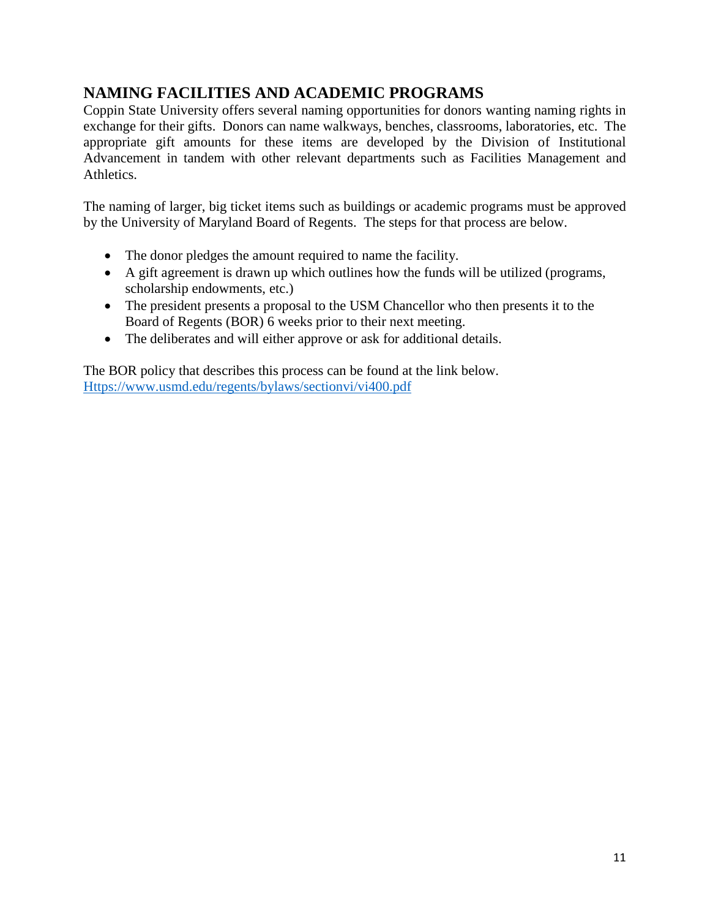## NAMING FACILITIES AND ACADEMIC PROGRAMS

Coppin State University offers several naming opportunities for donors wanting naming rights in exchange for their gifts. Donors can name walkways, benches, classrooms, laboratories, etc. The appropriate gift amounts for these items are developed by the Division of Institutional Advancement in tandem with other relevant departments such as Facilities Management and Athletics.

The naming of larger, big ticket items such as buildings or academic programs must be approved by the University of Maryland Board of Regents. The steps for that process are below.

- The donor pledges the amount required to name the facility.
- A gift agreement is drawn up which outlines how the funds will be utilized (programs, scholarship endowments, etc.)
- The president presents a proposal to the USM Chancellor who then presents it to the Board of Regents (BOR) 6 weeks prior to their next meeting.
- The deliberates and will either approve or ask for additional details.

The BOR policy that describes this process can be found at the link below.
[Https://www.usmd.edu/regents/bylaws/sectionvi/vi400.pdf](Https://www.usmd.edu/regents/bylaws/sectionvi/vi400.pdf)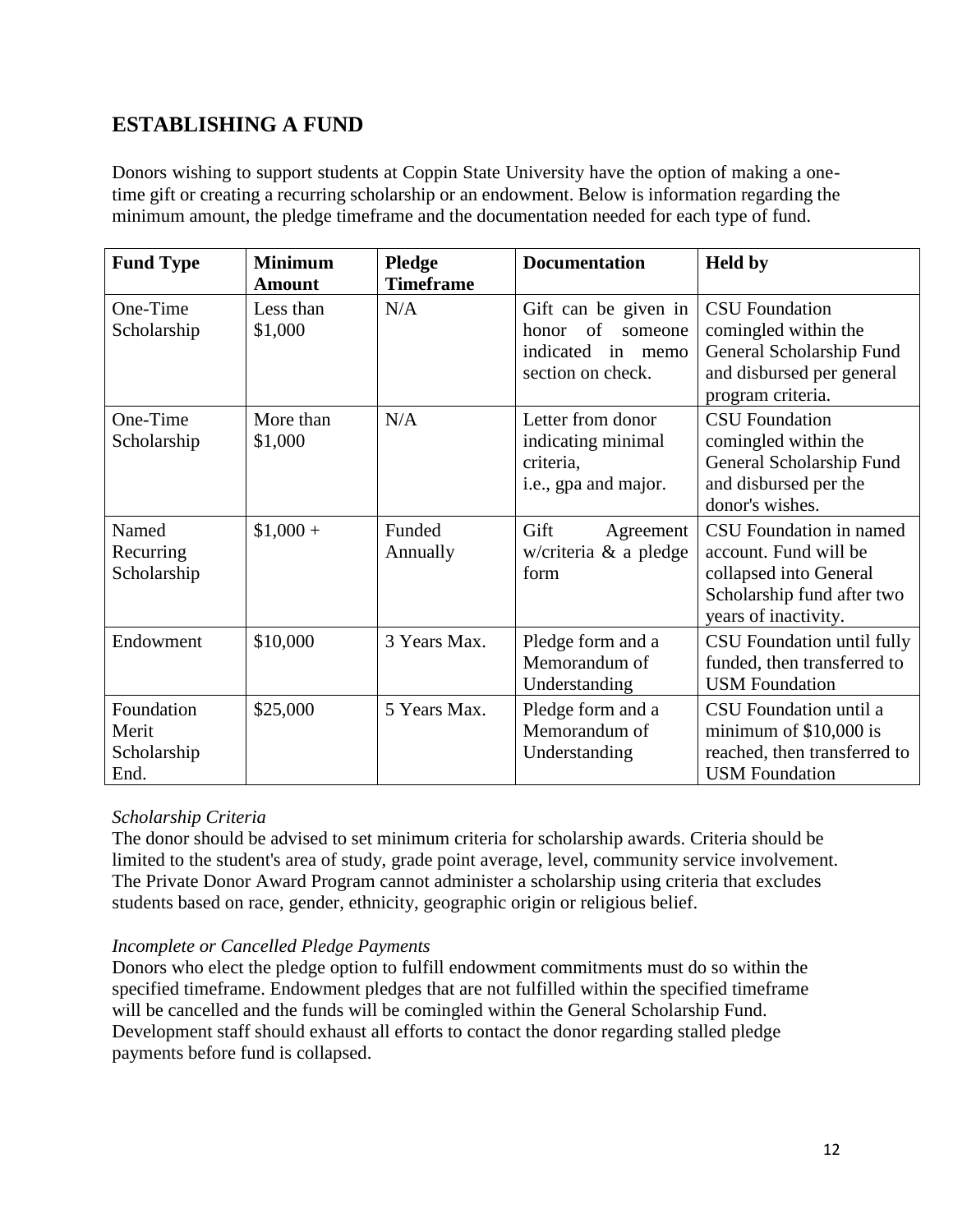## ESTABLISHING A FUND

Donors wishing to support students at Coppin State University have the option of making a one-time gift or creating a recurring scholarship or an endowment. Below is information regarding the minimum amount, the pledge timeframe and the documentation needed for each type of fund.

| Fund Type | Minimum Amount | Pledge Timeframe | Documentation | Held by |
|---|---|---|---|---|
| One-Time Scholarship | Less than $1,000 | N/A | Gift can be given in honor of someone indicated in memo section on check. | CSU Foundation comingled within the General Scholarship Fund and disbursed per general program criteria. |
| One-Time Scholarship | More than $1,000 | N/A | Letter from donor indicating minimal criteria, i.e., gpa and major. | CSU Foundation comingled within the General Scholarship Fund and disbursed per the donor's wishes. |
| Named Recurring Scholarship | $1,000 + | Funded Annually | Gift Agreement w/criteria & a pledge form | CSU Foundation in named account. Fund will be collapsed into General Scholarship fund after two years of inactivity. |
| Endowment | $10,000 | 3 Years Max. | Pledge form and a Memorandum of Understanding | CSU Foundation until fully funded, then transferred to USM Foundation |
| Foundation Merit Scholarship End. | $25,000 | 5 Years Max. | Pledge form and a Memorandum of Understanding | CSU Foundation until a minimum of $10,000 is reached, then transferred to USM Foundation |

*Scholarship Criteria*

The donor should be advised to set minimum criteria for scholarship awards. Criteria should be limited to the student's area of study, grade point average, level, community service involvement. The Private Donor Award Program cannot administer a scholarship using criteria that excludes students based on race, gender, ethnicity, geographic origin or religious belief.

*Incomplete or Cancelled Pledge Payments*

Donors who elect the pledge option to fulfill endowment commitments must do so within the specified timeframe. Endowment pledges that are not fulfilled within the specified timeframe will be cancelled and the funds will be comingled within the General Scholarship Fund. Development staff should exhaust all efforts to contact the donor regarding stalled pledge payments before fund is collapsed.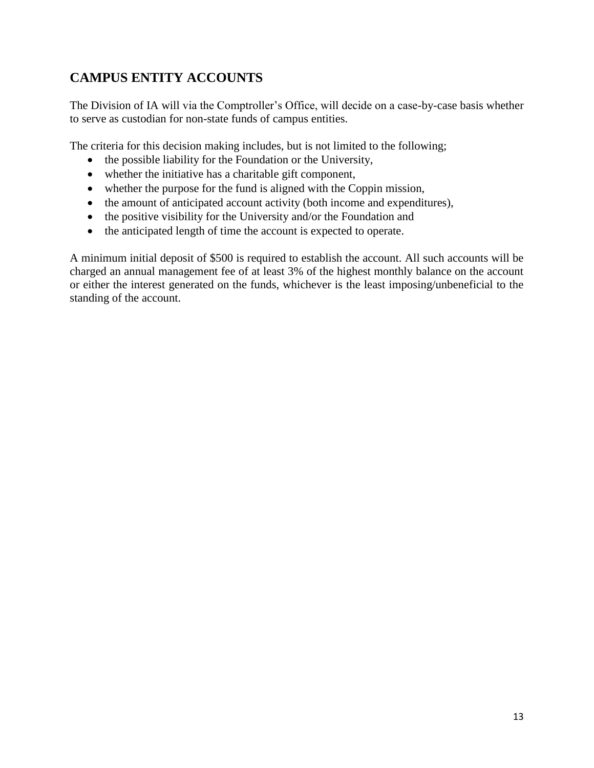## CAMPUS ENTITY ACCOUNTS

The Division of IA will via the Comptroller's Office, will decide on a case-by-case basis whether to serve as custodian for non-state funds of campus entities.

The criteria for this decision making includes, but is not limited to the following;

- the possible liability for the Foundation or the University,
- whether the initiative has a charitable gift component,
- whether the purpose for the fund is aligned with the Coppin mission,
- the amount of anticipated account activity (both income and expenditures),
- the positive visibility for the University and/or the Foundation and
- the anticipated length of time the account is expected to operate.

A minimum initial deposit of $500 is required to establish the account. All such accounts will be charged an annual management fee of at least 3% of the highest monthly balance on the account or either the interest generated on the funds, whichever is the least imposing/unbeneficial to the standing of the account.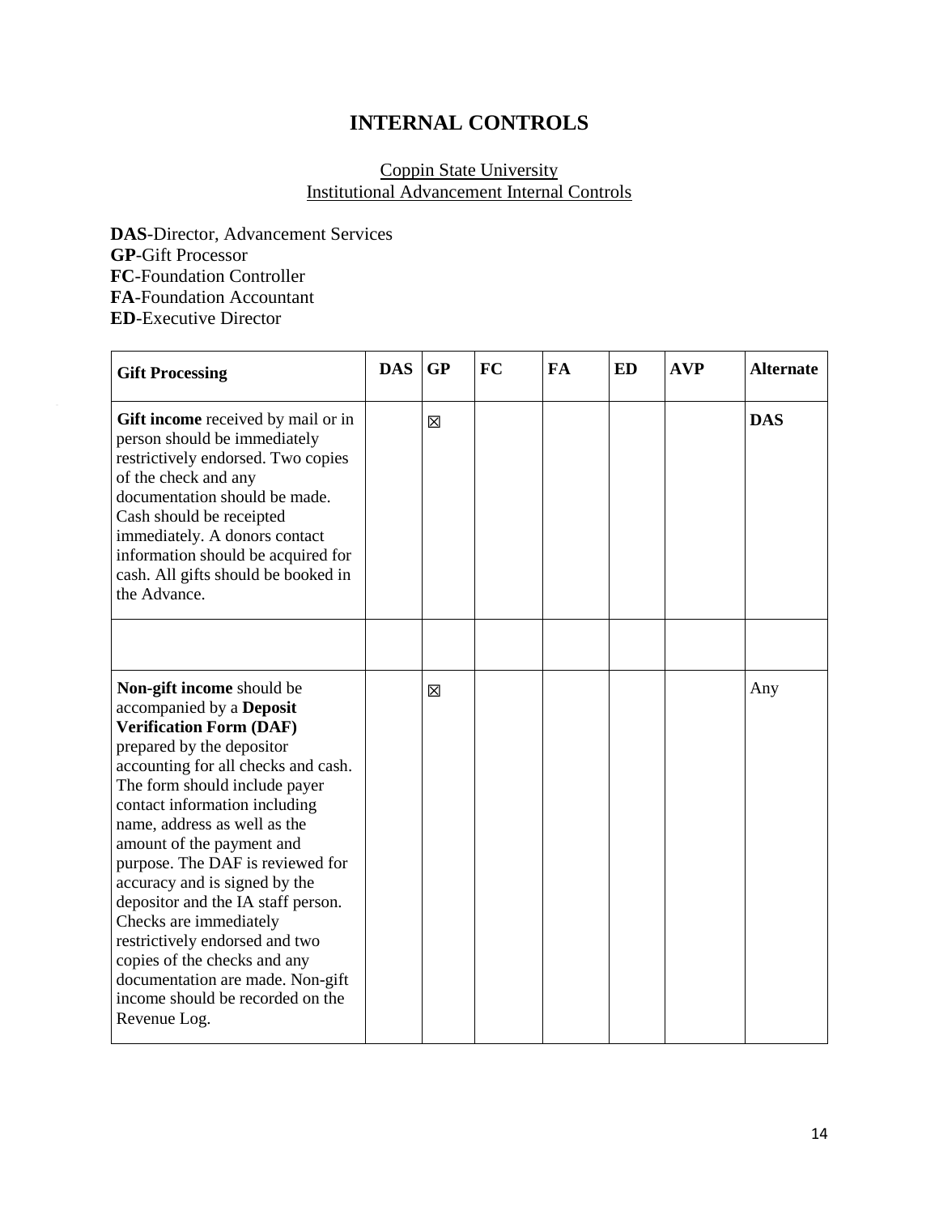# INTERNAL CONTROLS

Coppin State University
Institutional Advancement Internal Controls

**DAS**-Director, Advancement Services
**GP**-Gift Processor
**FC**-Foundation Controller
**FA**-Foundation Accountant
**ED**-Executive Director

| Gift Processing | DAS | GP | FC | FA | ED | AVP | Alternate |
|---|---|---|---|---|---|---|---|
| **Gift income** received by mail or in person should be immediately restrictively endorsed. Two copies of the check and any documentation should be made. Cash should be receipted immediately. A donors contact information should be acquired for cash. All gifts should be booked in the Advance. | | ☒ | | | | | **DAS** |
| | | | | | | | |
| **Non-gift income** should be accompanied by a **Deposit Verification Form (DAF)** prepared by the depositor accounting for all checks and cash. The form should include payer contact information including name, address as well as the amount of the payment and purpose. The DAF is reviewed for accuracy and is signed by the depositor and the IA staff person. Checks are immediately restrictively endorsed and two copies of the checks and any documentation are made. Non-gift income should be recorded on the Revenue Log. | | ☒ | | | | | Any |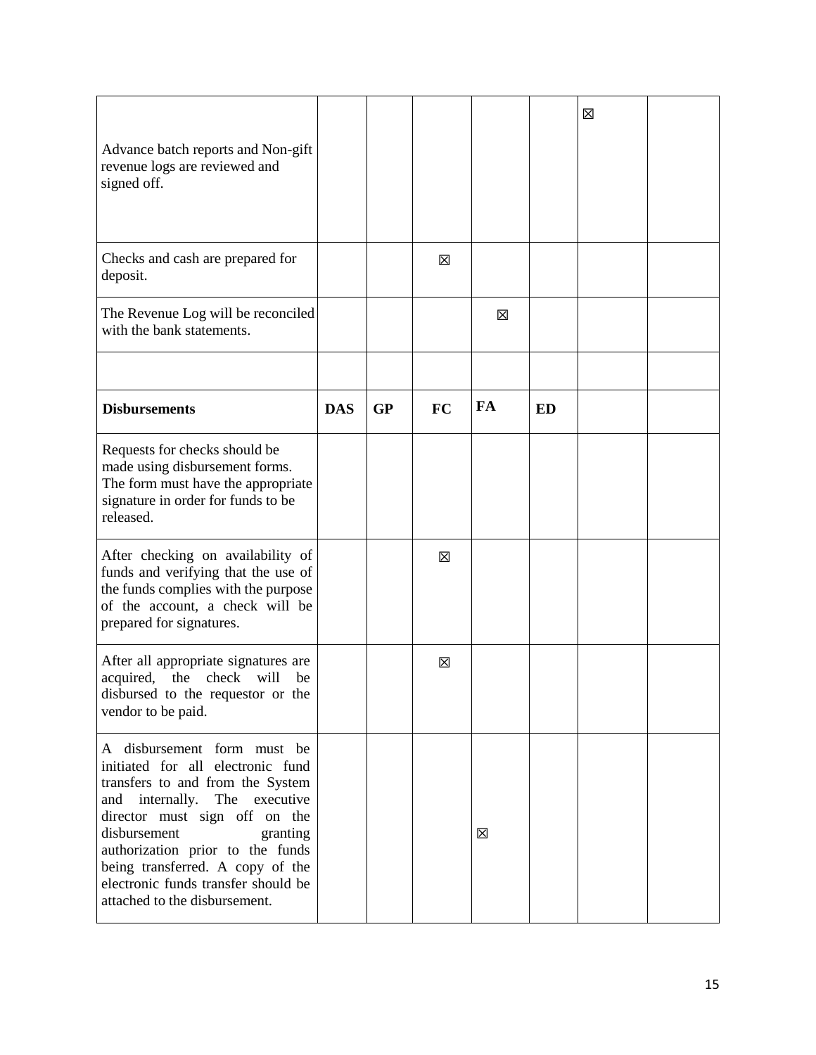| | | | | | | | |
|---|---|---|---|---|---|---|---|
| Advance batch reports and Non-gift revenue logs are reviewed and signed off. | | | | | | ☒ | |
| Checks and cash are prepared for deposit. | | | ☒ | | | | |
| The Revenue Log will be reconciled with the bank statements. | | | | ☒ | | | |
| | | | | | | | |
| **Disbursements** | **DAS** | **GP** | **FC** | **FA** | **ED** | | |
| Requests for checks should be made using disbursement forms. The form must have the appropriate signature in order for funds to be released. | | | | | | | |
| After checking on availability of funds and verifying that the use of the funds complies with the purpose of the account, a check will be prepared for signatures. | | | ☒ | | | | |
| After all appropriate signatures are acquired, the check will be disbursed to the requestor or the vendor to be paid. | | | ☒ | | | | |
| A disbursement form must be initiated for all electronic fund transfers to and from the System and internally. The executive director must sign off on the disbursement granting authorization prior to the funds being transferred. A copy of the electronic funds transfer should be attached to the disbursement. | | | | ☒ | | | |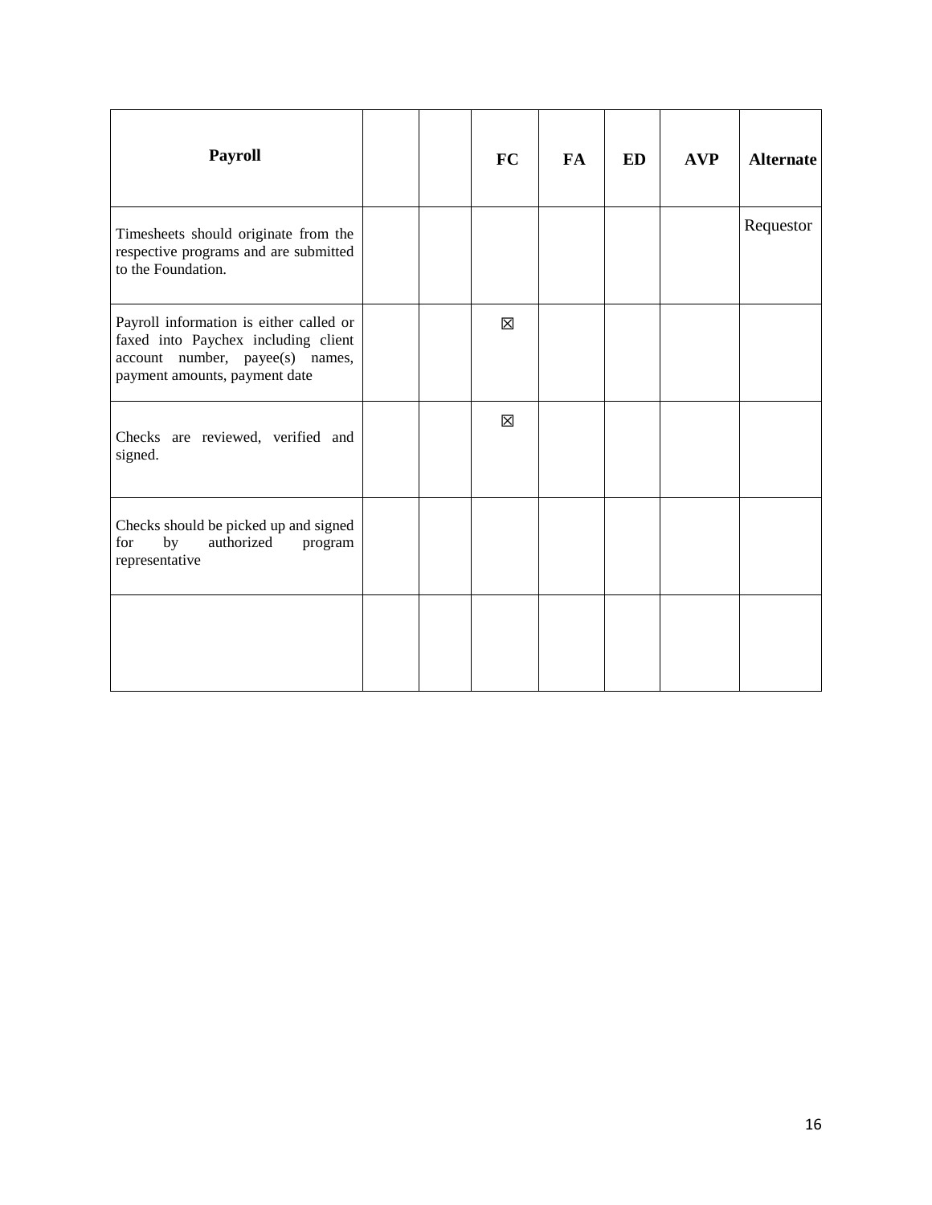| **Payroll** | | | **FC** | **FA** | **ED** | **AVP** | **Alternate** |
|---|---|---|---|---|---|---|---|
| Timesheets should originate from the respective programs and are submitted to the Foundation. | | | | | | | Requestor |
| Payroll information is either called or faxed into Paychex including client account number, payee(s) names, payment amounts, payment date | | | ☒ | | | | |
| Checks are reviewed, verified and signed. | | | ☒ | | | | |
| Checks should be picked up and signed for by authorized program representative | | | | | | | |
| | | | | | | | |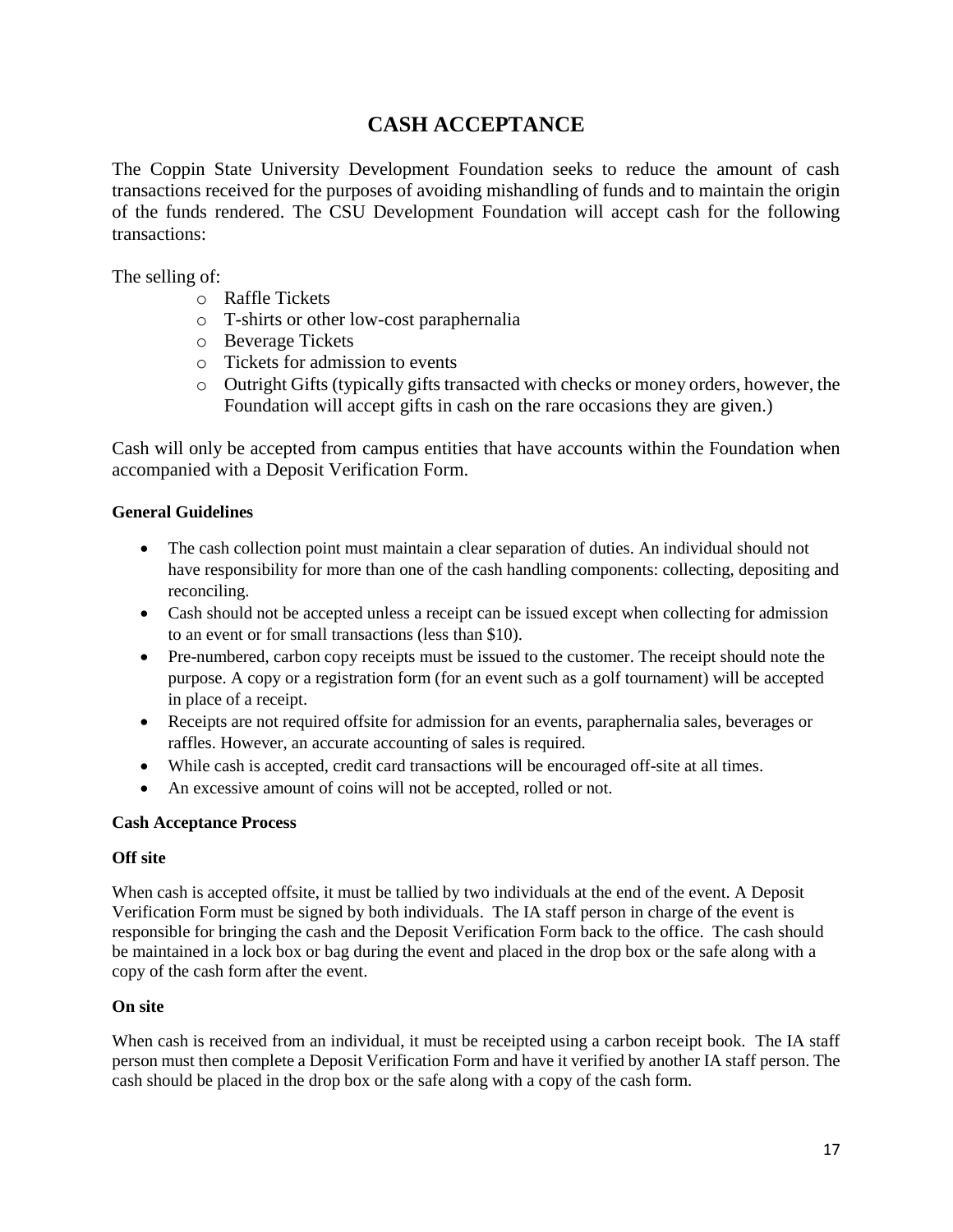# CASH ACCEPTANCE

The Coppin State University Development Foundation seeks to reduce the amount of cash transactions received for the purposes of avoiding mishandling of funds and to maintain the origin of the funds rendered. The CSU Development Foundation will accept cash for the following transactions:

The selling of:

- Raffle Tickets
- T-shirts or other low-cost paraphernalia
- Beverage Tickets
- Tickets for admission to events
- Outright Gifts (typically gifts transacted with checks or money orders, however, the Foundation will accept gifts in cash on the rare occasions they are given.)

Cash will only be accepted from campus entities that have accounts within the Foundation when accompanied with a Deposit Verification Form.

**General Guidelines**

- The cash collection point must maintain a clear separation of duties. An individual should not have responsibility for more than one of the cash handling components: collecting, depositing and reconciling.
- Cash should not be accepted unless a receipt can be issued except when collecting for admission to an event or for small transactions (less than $10).
- Pre-numbered, carbon copy receipts must be issued to the customer. The receipt should note the purpose. A copy or a registration form (for an event such as a golf tournament) will be accepted in place of a receipt.
- Receipts are not required offsite for admission for an events, paraphernalia sales, beverages or raffles. However, an accurate accounting of sales is required.
- While cash is accepted, credit card transactions will be encouraged off-site at all times.
- An excessive amount of coins will not be accepted, rolled or not.

**Cash Acceptance Process**

**Off site**

When cash is accepted offsite, it must be tallied by two individuals at the end of the event. A Deposit Verification Form must be signed by both individuals. The IA staff person in charge of the event is responsible for bringing the cash and the Deposit Verification Form back to the office. The cash should be maintained in a lock box or bag during the event and placed in the drop box or the safe along with a copy of the cash form after the event.

**On site**

When cash is received from an individual, it must be receipted using a carbon receipt book. The IA staff person must then complete a Deposit Verification Form and have it verified by another IA staff person. The cash should be placed in the drop box or the safe along with a copy of the cash form.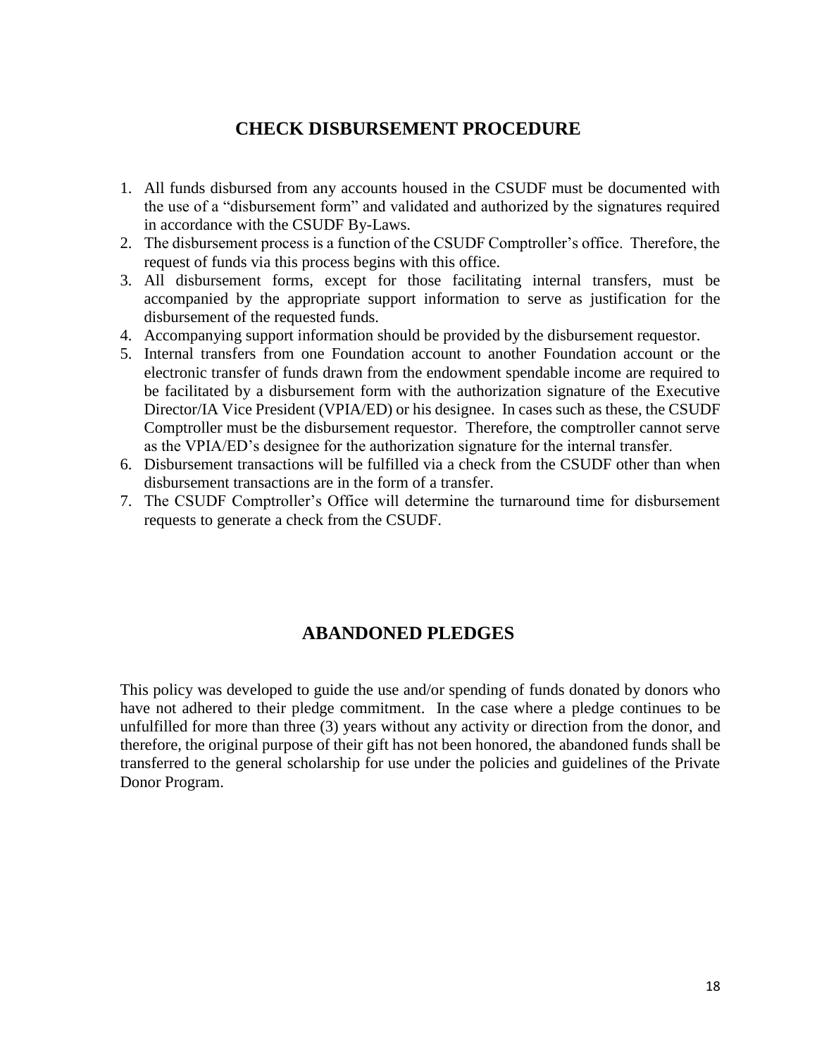# CHECK DISBURSEMENT PROCEDURE

1. All funds disbursed from any accounts housed in the CSUDF must be documented with the use of a "disbursement form" and validated and authorized by the signatures required in accordance with the CSUDF By-Laws.
2. The disbursement process is a function of the CSUDF Comptroller's office. Therefore, the request of funds via this process begins with this office.
3. All disbursement forms, except for those facilitating internal transfers, must be accompanied by the appropriate support information to serve as justification for the disbursement of the requested funds.
4. Accompanying support information should be provided by the disbursement requestor.
5. Internal transfers from one Foundation account to another Foundation account or the electronic transfer of funds drawn from the endowment spendable income are required to be facilitated by a disbursement form with the authorization signature of the Executive Director/IA Vice President (VPIA/ED) or his designee. In cases such as these, the CSUDF Comptroller must be the disbursement requestor. Therefore, the comptroller cannot serve as the VPIA/ED's designee for the authorization signature for the internal transfer.
6. Disbursement transactions will be fulfilled via a check from the CSUDF other than when disbursement transactions are in the form of a transfer.
7. The CSUDF Comptroller's Office will determine the turnaround time for disbursement requests to generate a check from the CSUDF.

# ABANDONED PLEDGES

This policy was developed to guide the use and/or spending of funds donated by donors who have not adhered to their pledge commitment. In the case where a pledge continues to be unfulfilled for more than three (3) years without any activity or direction from the donor, and therefore, the original purpose of their gift has not been honored, the abandoned funds shall be transferred to the general scholarship for use under the policies and guidelines of the Private Donor Program.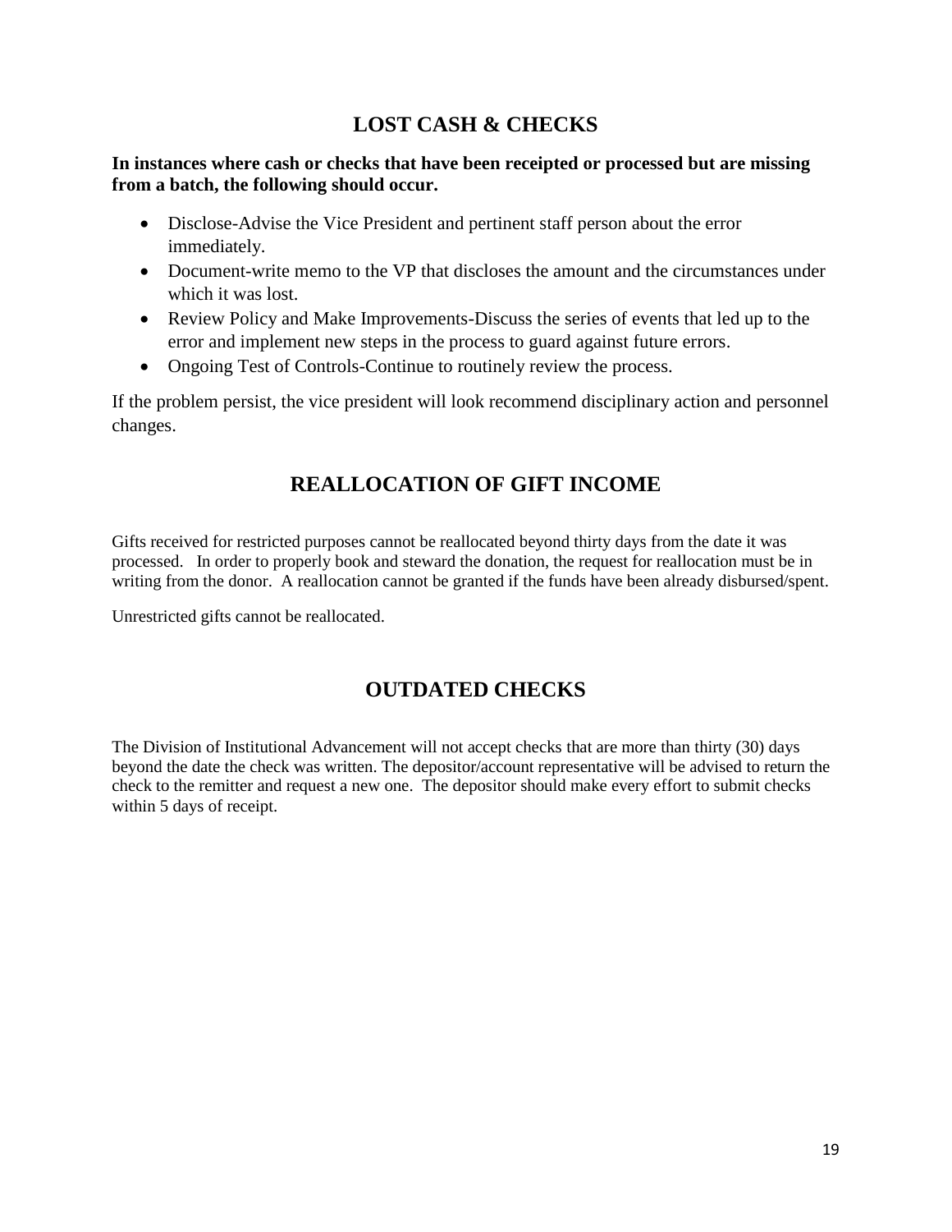## LOST CASH & CHECKS

**In instances where cash or checks that have been receipted or processed but are missing from a batch, the following should occur.**

- Disclose-Advise the Vice President and pertinent staff person about the error immediately.
- Document-write memo to the VP that discloses the amount and the circumstances under which it was lost.
- Review Policy and Make Improvements-Discuss the series of events that led up to the error and implement new steps in the process to guard against future errors.
- Ongoing Test of Controls-Continue to routinely review the process.

If the problem persist, the vice president will look recommend disciplinary action and personnel changes.

## REALLOCATION OF GIFT INCOME

Gifts received for restricted purposes cannot be reallocated beyond thirty days from the date it was processed. In order to properly book and steward the donation, the request for reallocation must be in writing from the donor. A reallocation cannot be granted if the funds have been already disbursed/spent.

Unrestricted gifts cannot be reallocated.

## OUTDATED CHECKS

The Division of Institutional Advancement will not accept checks that are more than thirty (30) days beyond the date the check was written. The depositor/account representative will be advised to return the check to the remitter and request a new one. The depositor should make every effort to submit checks within 5 days of receipt.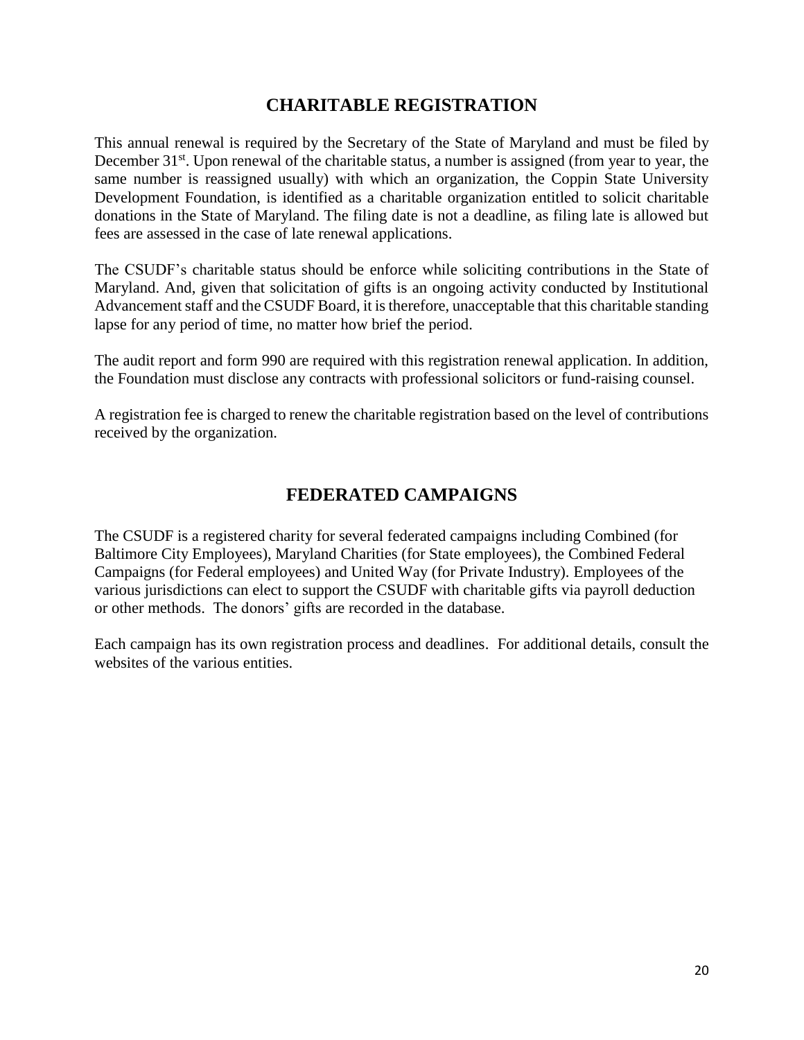## CHARITABLE REGISTRATION

This annual renewal is required by the Secretary of the State of Maryland and must be filed by December 31st. Upon renewal of the charitable status, a number is assigned (from year to year, the same number is reassigned usually) with which an organization, the Coppin State University Development Foundation, is identified as a charitable organization entitled to solicit charitable donations in the State of Maryland. The filing date is not a deadline, as filing late is allowed but fees are assessed in the case of late renewal applications.

The CSUDF's charitable status should be enforce while soliciting contributions in the State of Maryland. And, given that solicitation of gifts is an ongoing activity conducted by Institutional Advancement staff and the CSUDF Board, it is therefore, unacceptable that this charitable standing lapse for any period of time, no matter how brief the period.

The audit report and form 990 are required with this registration renewal application. In addition, the Foundation must disclose any contracts with professional solicitors or fund-raising counsel.

A registration fee is charged to renew the charitable registration based on the level of contributions received by the organization.

## FEDERATED CAMPAIGNS

The CSUDF is a registered charity for several federated campaigns including Combined (for Baltimore City Employees), Maryland Charities (for State employees), the Combined Federal Campaigns (for Federal employees) and United Way (for Private Industry). Employees of the various jurisdictions can elect to support the CSUDF with charitable gifts via payroll deduction or other methods. The donors' gifts are recorded in the database.

Each campaign has its own registration process and deadlines. For additional details, consult the websites of the various entities.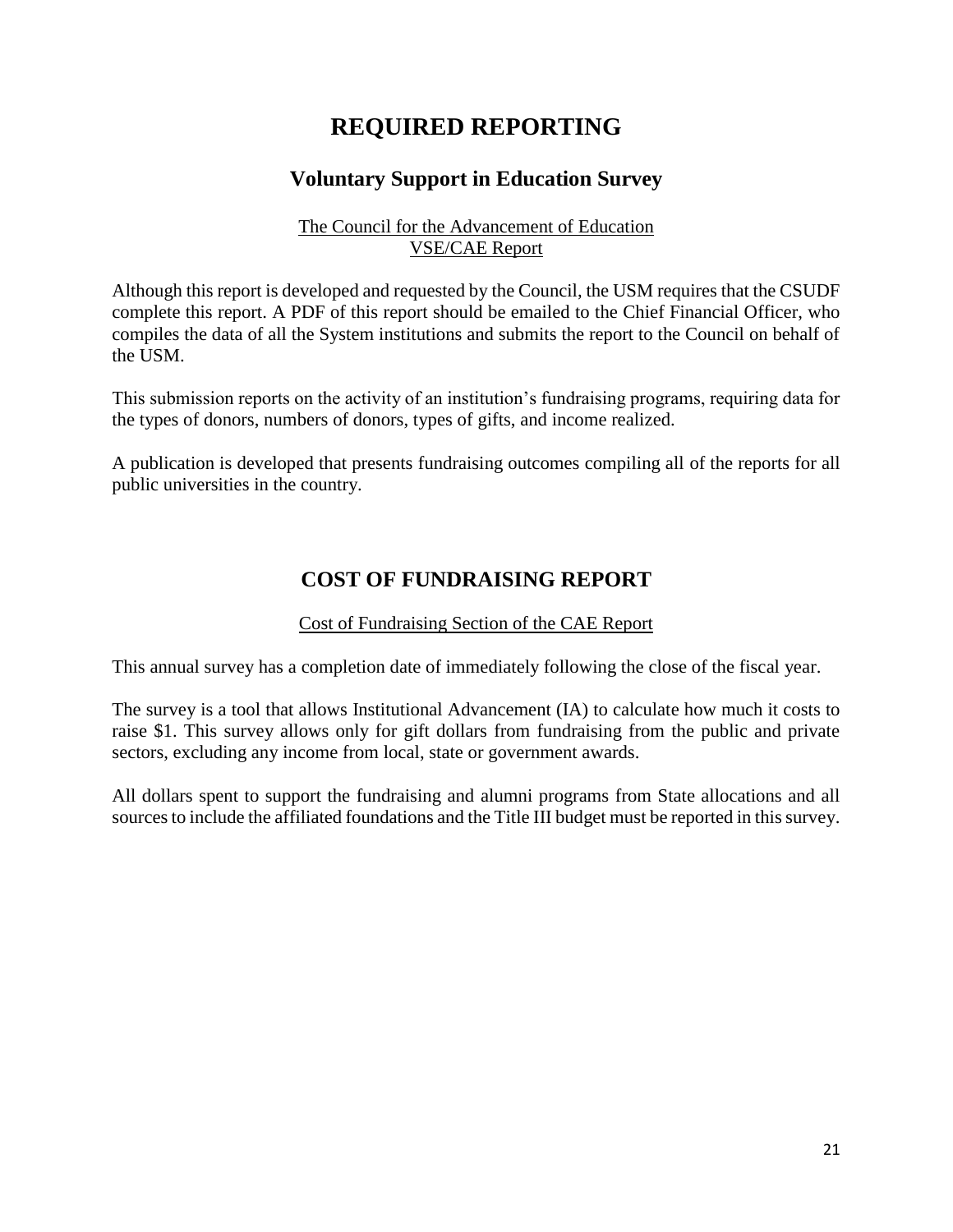# REQUIRED REPORTING

## Voluntary Support in Education Survey

The Council for the Advancement of Education
VSE/CAE Report

Although this report is developed and requested by the Council, the USM requires that the CSUDF complete this report. A PDF of this report should be emailed to the Chief Financial Officer, who compiles the data of all the System institutions and submits the report to the Council on behalf of the USM.

This submission reports on the activity of an institution's fundraising programs, requiring data for the types of donors, numbers of donors, types of gifts, and income realized.

A publication is developed that presents fundraising outcomes compiling all of the reports for all public universities in the country.

## COST OF FUNDRAISING REPORT

Cost of Fundraising Section of the CAE Report

This annual survey has a completion date of immediately following the close of the fiscal year.

The survey is a tool that allows Institutional Advancement (IA) to calculate how much it costs to raise $1. This survey allows only for gift dollars from fundraising from the public and private sectors, excluding any income from local, state or government awards.

All dollars spent to support the fundraising and alumni programs from State allocations and all sources to include the affiliated foundations and the Title III budget must be reported in this survey.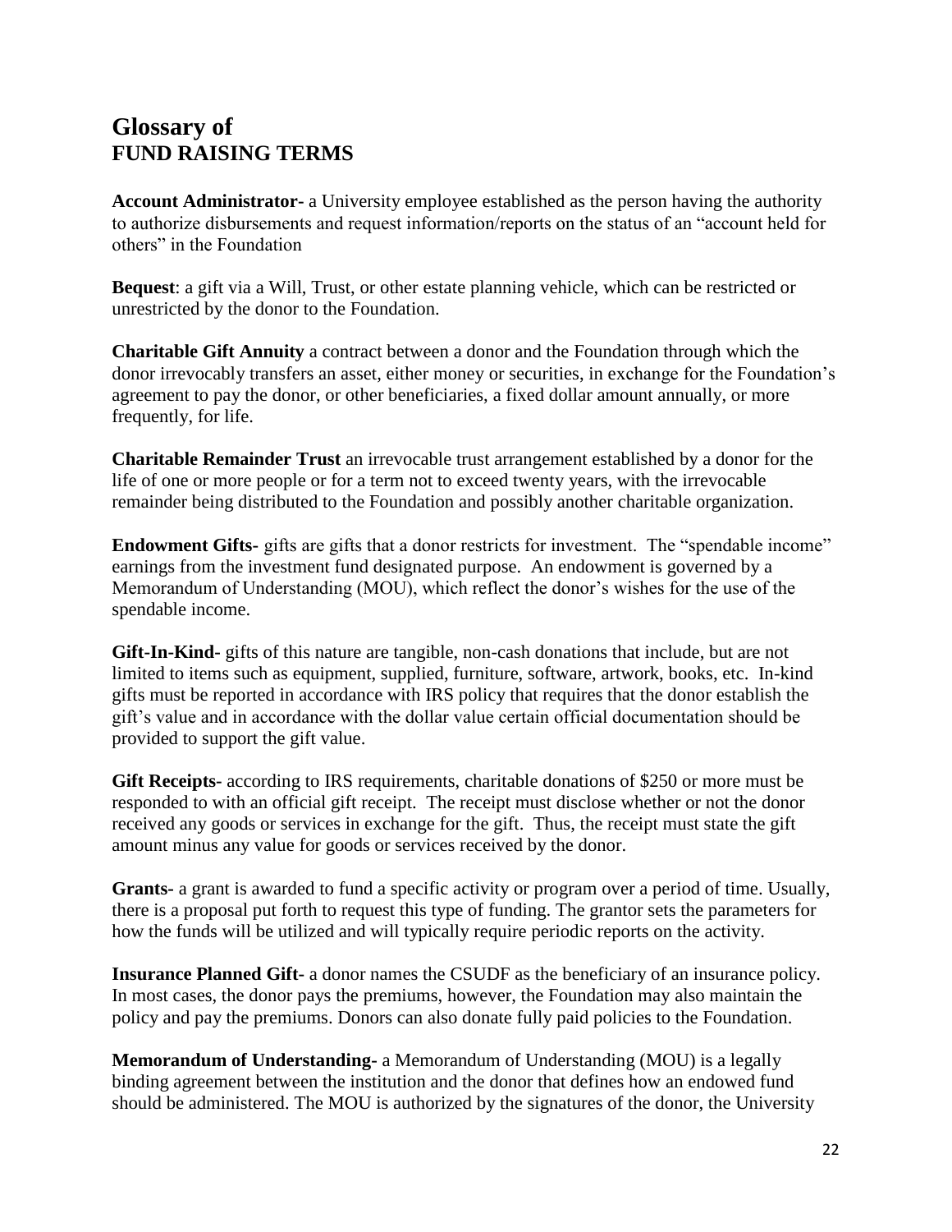# Glossary of
# FUND RAISING TERMS

**Account Administrator-** a University employee established as the person having the authority to authorize disbursements and request information/reports on the status of an "account held for others" in the Foundation

**Bequest**: a gift via a Will, Trust, or other estate planning vehicle, which can be restricted or unrestricted by the donor to the Foundation.

**Charitable Gift Annuity** a contract between a donor and the Foundation through which the donor irrevocably transfers an asset, either money or securities, in exchange for the Foundation's agreement to pay the donor, or other beneficiaries, a fixed dollar amount annually, or more frequently, for life.

**Charitable Remainder Trust** an irrevocable trust arrangement established by a donor for the life of one or more people or for a term not to exceed twenty years, with the irrevocable remainder being distributed to the Foundation and possibly another charitable organization.

**Endowment Gifts-** gifts are gifts that a donor restricts for investment. The "spendable income" earnings from the investment fund designated purpose. An endowment is governed by a Memorandum of Understanding (MOU), which reflect the donor's wishes for the use of the spendable income.

**Gift-In-Kind-** gifts of this nature are tangible, non-cash donations that include, but are not limited to items such as equipment, supplied, furniture, software, artwork, books, etc. In-kind gifts must be reported in accordance with IRS policy that requires that the donor establish the gift's value and in accordance with the dollar value certain official documentation should be provided to support the gift value.

**Gift Receipts-** according to IRS requirements, charitable donations of $250 or more must be responded to with an official gift receipt. The receipt must disclose whether or not the donor received any goods or services in exchange for the gift. Thus, the receipt must state the gift amount minus any value for goods or services received by the donor.

**Grants-** a grant is awarded to fund a specific activity or program over a period of time. Usually, there is a proposal put forth to request this type of funding. The grantor sets the parameters for how the funds will be utilized and will typically require periodic reports on the activity.

**Insurance Planned Gift-** a donor names the CSUDF as the beneficiary of an insurance policy. In most cases, the donor pays the premiums, however, the Foundation may also maintain the policy and pay the premiums. Donors can also donate fully paid policies to the Foundation.

**Memorandum of Understanding-** a Memorandum of Understanding (MOU) is a legally binding agreement between the institution and the donor that defines how an endowed fund should be administered. The MOU is authorized by the signatures of the donor, the University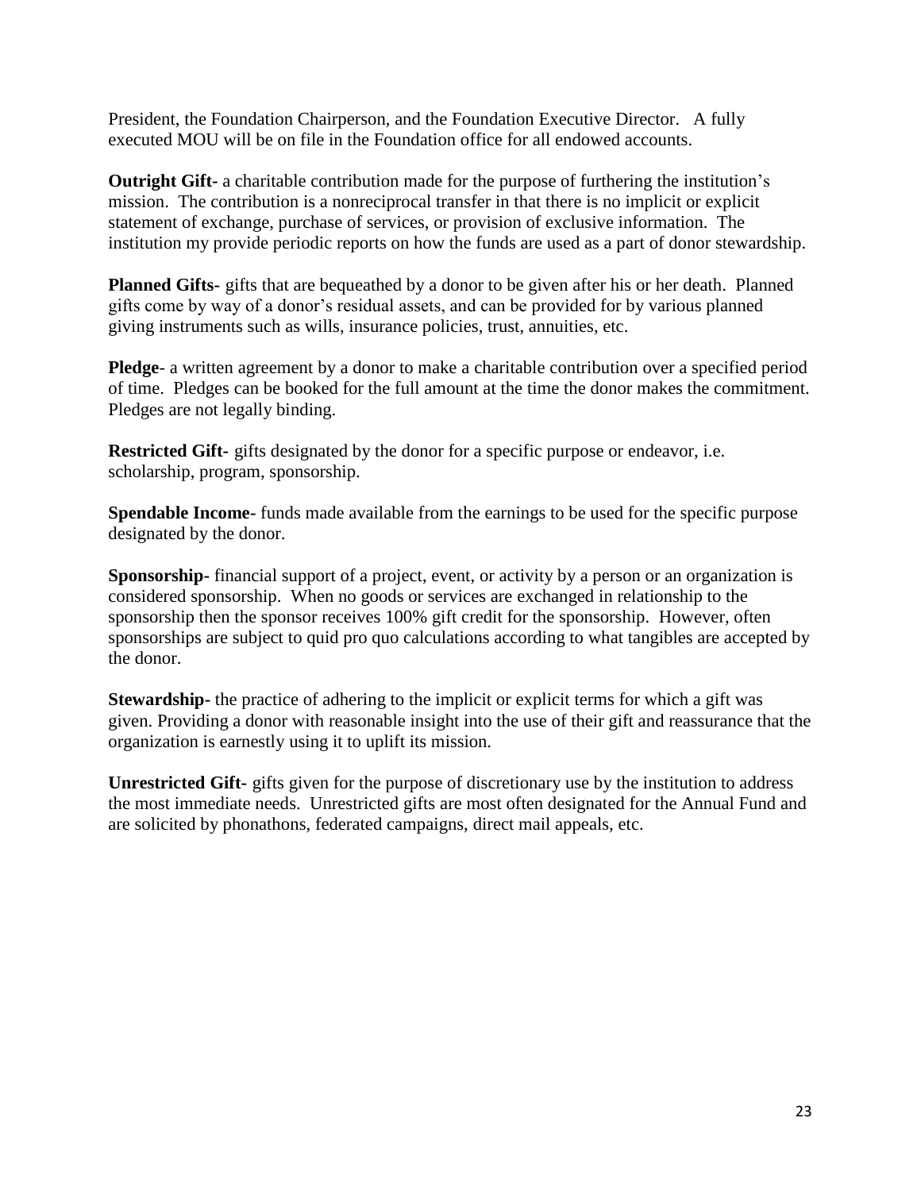President, the Foundation Chairperson, and the Foundation Executive Director. A fully executed MOU will be on file in the Foundation office for all endowed accounts.

**Outright Gift-** a charitable contribution made for the purpose of furthering the institution's mission. The contribution is a nonreciprocal transfer in that there is no implicit or explicit statement of exchange, purchase of services, or provision of exclusive information. The institution my provide periodic reports on how the funds are used as a part of donor stewardship.

**Planned Gifts-** gifts that are bequeathed by a donor to be given after his or her death. Planned gifts come by way of a donor's residual assets, and can be provided for by various planned giving instruments such as wills, insurance policies, trust, annuities, etc.

**Pledge**- a written agreement by a donor to make a charitable contribution over a specified period of time. Pledges can be booked for the full amount at the time the donor makes the commitment. Pledges are not legally binding.

**Restricted Gift-** gifts designated by the donor for a specific purpose or endeavor, i.e. scholarship, program, sponsorship.

**Spendable Income-** funds made available from the earnings to be used for the specific purpose designated by the donor.

**Sponsorship-** financial support of a project, event, or activity by a person or an organization is considered sponsorship. When no goods or services are exchanged in relationship to the sponsorship then the sponsor receives 100% gift credit for the sponsorship. However, often sponsorships are subject to quid pro quo calculations according to what tangibles are accepted by the donor.

**Stewardship-** the practice of adhering to the implicit or explicit terms for which a gift was given. Providing a donor with reasonable insight into the use of their gift and reassurance that the organization is earnestly using it to uplift its mission.

**Unrestricted Gift-** gifts given for the purpose of discretionary use by the institution to address the most immediate needs. Unrestricted gifts are most often designated for the Annual Fund and are solicited by phonathons, federated campaigns, direct mail appeals, etc.